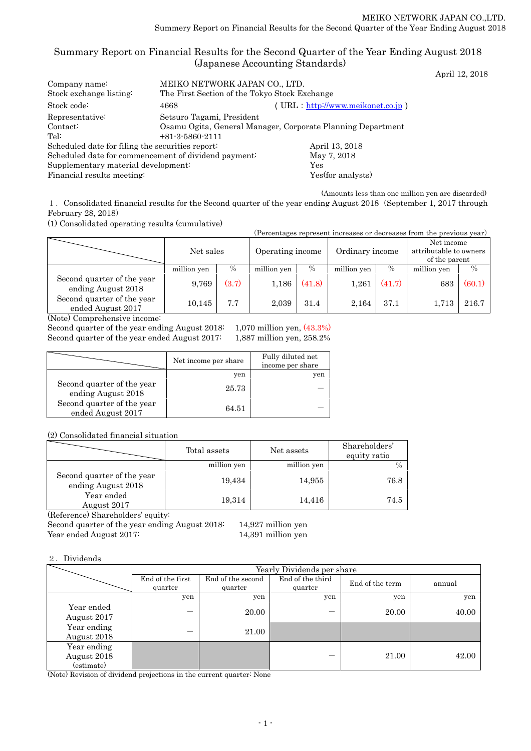# Summary Report on Financial Results for the Second Quarter of the Year Ending August 2018 (Japanese Accounting Standards)

April 12, 2018

Company name: MEIKO NETWORK JAPAN CO., LTD.
Stock exchange listing: The First Section of the Tokyo Stock Exchange
Stock code: 4668 ( URL : http://www.meikonet.co.jp )
Representative: Setsuro Tagami, President
Contact: Osamu Ogita, General Manager, Corporate Planning Department
Tel: +81-3-5860-2111
Scheduled date for filing the securities report: April 13, 2018
Scheduled date for commencement of dividend payment: May 7, 2018
Supplementary material development: Yes
Financial results meeting: Yes(for analysts)

(Amounts less than one million yen are discarded)

1．Consolidated financial results for the Second quarter of the year ending August 2018（September 1, 2017 through February 28, 2018）

(1) Consolidated operating results (cumulative)

(Percentages represent increases or decreases from the previous year)

| | Net sales | | Operating income | | Ordinary income | | Net income attributable to owners of the parent | |
|---|---|---|---|---|---|---|---|---|
| | million yen | % | million yen | % | million yen | % | million yen | % |
| Second quarter of the year ending August 2018 | 9,769 | (3.7) | 1,186 | (41.8) | 1,261 | (41.7) | 683 | (60.1) |
| Second quarter of the year ended August 2017 | 10,145 | 7.7 | 2,039 | 31.4 | 2,164 | 37.1 | 1,713 | 216.7 |

(Note) Comprehensive income:
Second quarter of the year ending August 2018: 1,070 million yen, (43.3%)
Second quarter of the year ended August 2017: 1,887 million yen, 258.2%

| | Net income per share | Fully diluted net income per share |
|---|---|---|
| | yen | yen |
| Second quarter of the year ending August 2018 | 25.73 | — |
| Second quarter of the year ended August 2017 | 64.51 | — |

(2) Consolidated financial situation

| | Total assets | Net assets | Shareholders' equity ratio |
|---|---|---|---|
| | million yen | million yen | % |
| Second quarter of the year ending August 2018 | 19,434 | 14,955 | 76.8 |
| Year ended August 2017 | 19,314 | 14,416 | 74.5 |

(Reference) Shareholders' equity:
Second quarter of the year ending August 2018: 14,927 million yen
Year ended August 2017: 14,391 million yen

2．Dividends

| | Yearly Dividends per share | | | | |
|---|---|---|---|---|---|
| | End of the first quarter | End of the second quarter | End of the third quarter | End of the term | annual |
| | yen | yen | yen | yen | yen |
| Year ended August 2017 | — | 20.00 | — | 20.00 | 40.00 |
| Year ending August 2018 | — | 21.00 | | | |
| Year ending August 2018 (estimate) | | | — | 21.00 | 42.00 |

(Note) Revision of dividend projections in the current quarter: None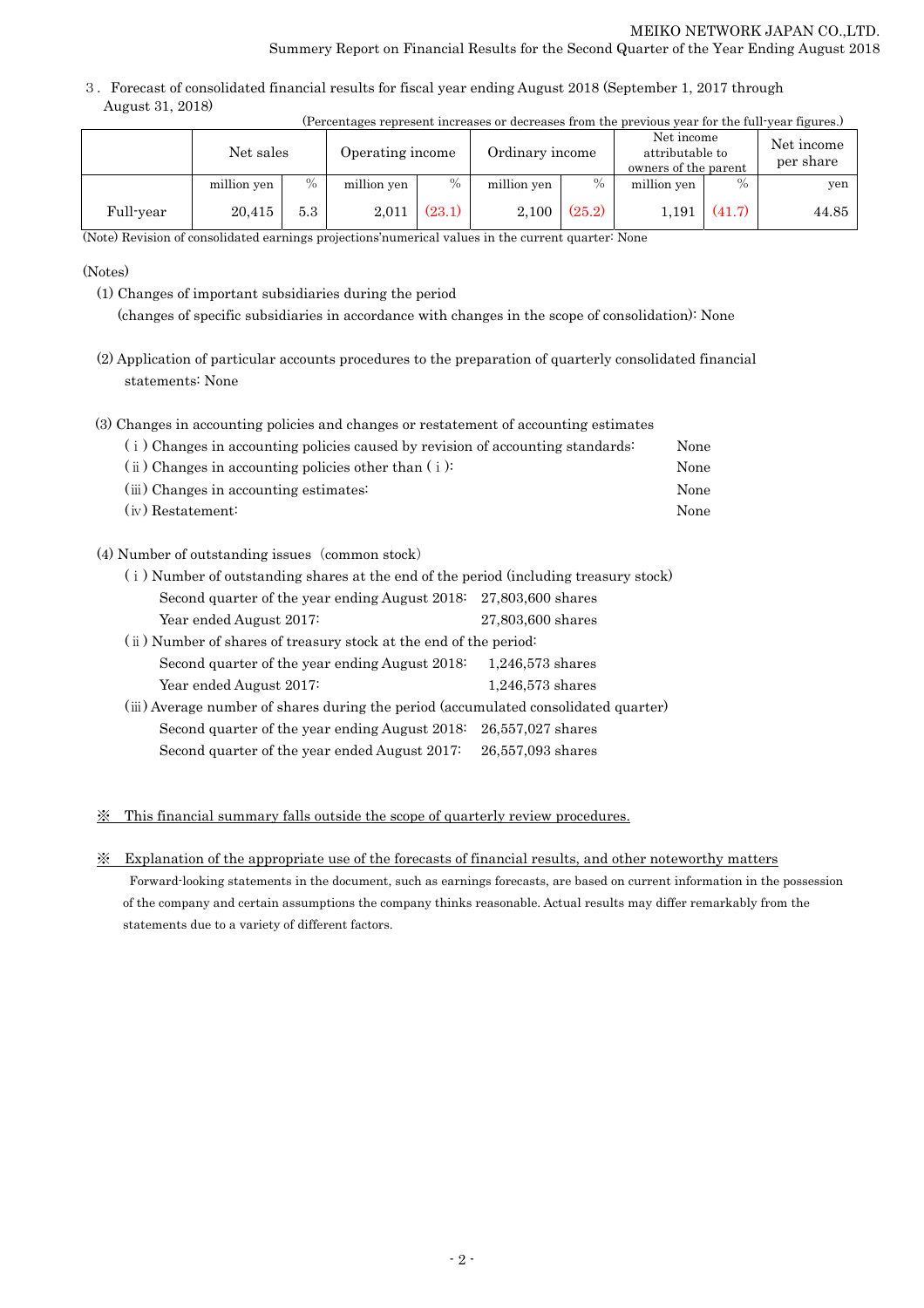3．Forecast of consolidated financial results for fiscal year ending August 2018 (September 1, 2017 through August 31, 2018)

(Percentages represent increases or decreases from the previous year for the full-year figures.)

| | Net sales | | Operating income | | Ordinary income | | Net income attributable to owners of the parent | | Net income per share |
|---|---|---|---|---|---|---|---|---|---|
| | million yen | % | million yen | % | million yen | % | million yen | % | yen |
| Full-year | 20,415 | 5.3 | 2,011 | (23.1) | 2,100 | (25.2) | 1,191 | (41.7) | 44.85 |

(Note) Revision of consolidated earnings projections'numerical values in the current quarter: None

(Notes)

(1) Changes of important subsidiaries during the period
(changes of specific subsidiaries in accordance with changes in the scope of consolidation): None

(2) Application of particular accounts procedures to the preparation of quarterly consolidated financial statements: None

(3) Changes in accounting policies and changes or restatement of accounting estimates

- (ⅰ) Changes in accounting policies caused by revision of accounting standards: None
- (ⅱ) Changes in accounting policies other than (ⅰ): None
- (ⅲ) Changes in accounting estimates: None
- (ⅳ) Restatement: None

(4) Number of outstanding issues (common stock)

(ⅰ) Number of outstanding shares at the end of the period (including treasury stock)

- Second quarter of the year ending August 2018: 27,803,600 shares
- Year ended August 2017: 27,803,600 shares

(ⅱ) Number of shares of treasury stock at the end of the period:

- Second quarter of the year ending August 2018: 1,246,573 shares
- Year ended August 2017: 1,246,573 shares

(ⅲ) Average number of shares during the period (accumulated consolidated quarter)

- Second quarter of the year ending August 2018: 26,557,027 shares
- Second quarter of the year ended August 2017: 26,557,093 shares

※ This financial summary falls outside the scope of quarterly review procedures.

※ Explanation of the appropriate use of the forecasts of financial results, and other noteworthy matters

Forward-looking statements in the document, such as earnings forecasts, are based on current information in the possession of the company and certain assumptions the company thinks reasonable. Actual results may differ remarkably from the statements due to a variety of different factors.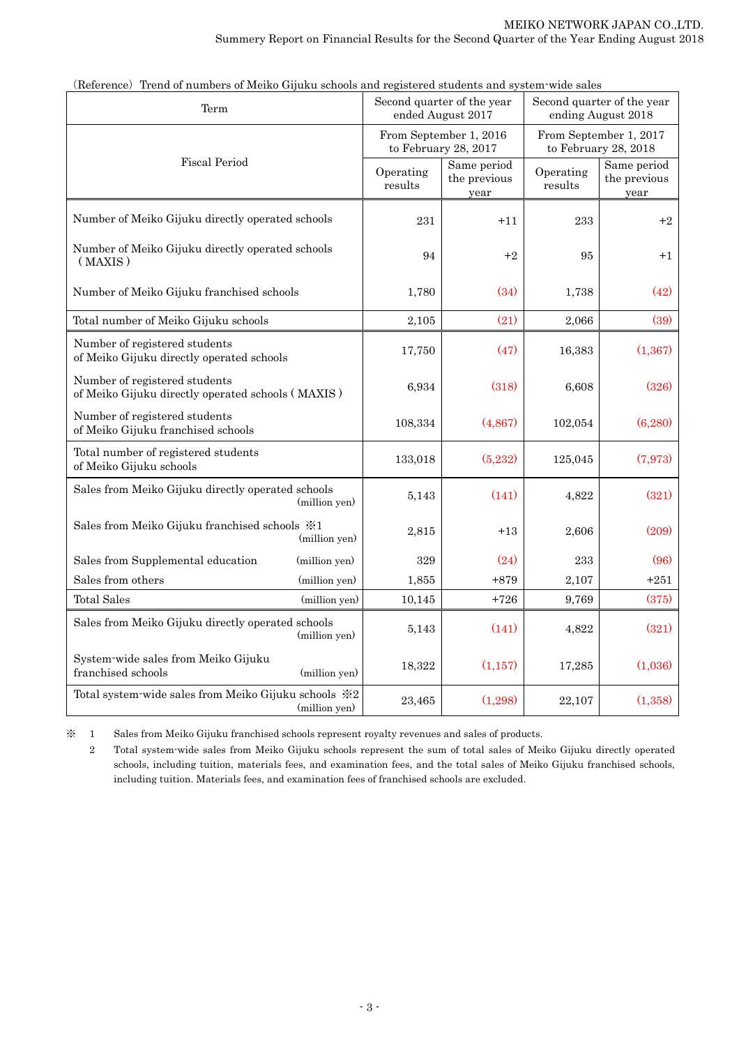(Reference) Trend of numbers of Meiko Gijuku schools and registered students and system-wide sales

| Term | Second quarter of the year ended August 2017 | | Second quarter of the year ending August 2018 | |
|---|---|---|---|---|
| Fiscal Period | From September 1, 2016 to February 28, 2017 | | From September 1, 2017 to February 28, 2018 | |
| | Operating results | Same period the previous year | Operating results | Same period the previous year |
| Number of Meiko Gijuku directly operated schools | 231 | +11 | 233 | +2 |
| Number of Meiko Gijuku directly operated schools ( MAXIS ) | 94 | +2 | 95 | +1 |
| Number of Meiko Gijuku franchised schools | 1,780 | (34) | 1,738 | (42) |
| Total number of Meiko Gijuku schools | 2,105 | (21) | 2,066 | (39) |
| Number of registered students of Meiko Gijuku directly operated schools | 17,750 | (47) | 16,383 | (1,367) |
| Number of registered students of Meiko Gijuku directly operated schools ( MAXIS ) | 6,934 | (318) | 6,608 | (326) |
| Number of registered students of Meiko Gijuku franchised schools | 108,334 | (4,867) | 102,054 | (6,280) |
| Total number of registered students of Meiko Gijuku schools | 133,018 | (5,232) | 125,045 | (7,973) |
| Sales from Meiko Gijuku directly operated schools (million yen) | 5,143 | (141) | 4,822 | (321) |
| Sales from Meiko Gijuku franchised schools ※1 (million yen) | 2,815 | +13 | 2,606 | (209) |
| Sales from Supplemental education (million yen) | 329 | (24) | 233 | (96) |
| Sales from others (million yen) | 1,855 | +879 | 2,107 | +251 |
| Total Sales (million yen) | 10,145 | +726 | 9,769 | (375) |
| Sales from Meiko Gijuku directly operated schools (million yen) | 5,143 | (141) | 4,822 | (321) |
| System-wide sales from Meiko Gijuku franchised schools (million yen) | 18,322 | (1,157) | 17,285 | (1,036) |
| Total system-wide sales from Meiko Gijuku schools ※2 (million yen) | 23,465 | (1,298) | 22,107 | (1,358) |

※ 1 Sales from Meiko Gijuku franchised schools represent royalty revenues and sales of products.

2 Total system-wide sales from Meiko Gijuku schools represent the sum of total sales of Meiko Gijuku directly operated schools, including tuition, materials fees, and examination fees, and the total sales of Meiko Gijuku franchised schools, including tuition. Materials fees, and examination fees of franchised schools are excluded.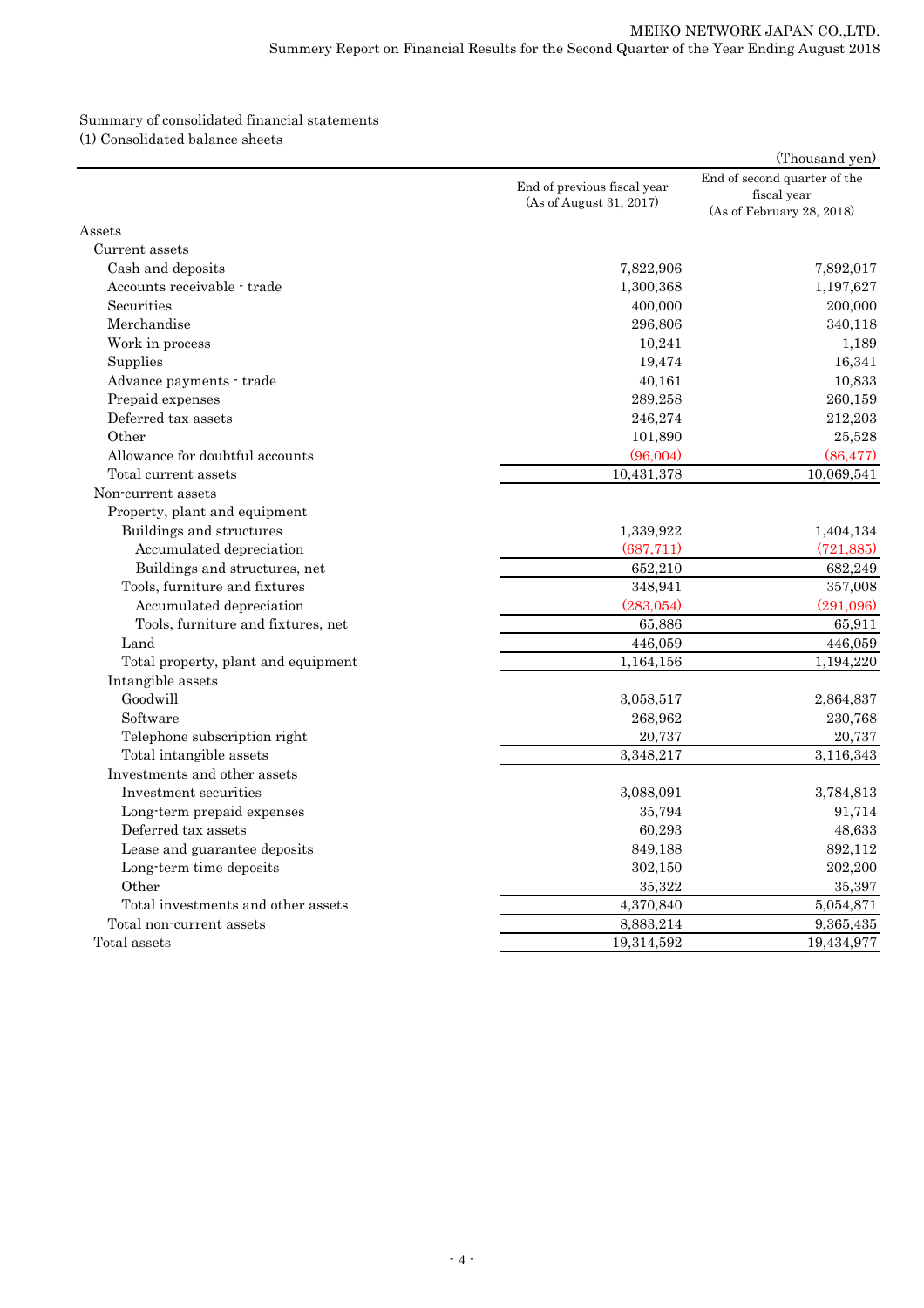Summary of consolidated financial statements

(1) Consolidated balance sheets

(Thousand yen)

| | End of previous fiscal year (As of August 31, 2017) | End of second quarter of the fiscal year (As of February 28, 2018) |
|---|---|---|
| Assets | | |
| Current assets | | |
| Cash and deposits | 7,822,906 | 7,892,017 |
| Accounts receivable - trade | 1,300,368 | 1,197,627 |
| Securities | 400,000 | 200,000 |
| Merchandise | 296,806 | 340,118 |
| Work in process | 10,241 | 1,189 |
| Supplies | 19,474 | 16,341 |
| Advance payments - trade | 40,161 | 10,833 |
| Prepaid expenses | 289,258 | 260,159 |
| Deferred tax assets | 246,274 | 212,203 |
| Other | 101,890 | 25,528 |
| Allowance for doubtful accounts | (96,004) | (86,477) |
| Total current assets | 10,431,378 | 10,069,541 |
| Non-current assets | | |
| Property, plant and equipment | | |
| Buildings and structures | 1,339,922 | 1,404,134 |
| Accumulated depreciation | (687,711) | (721,885) |
| Buildings and structures, net | 652,210 | 682,249 |
| Tools, furniture and fixtures | 348,941 | 357,008 |
| Accumulated depreciation | (283,054) | (291,096) |
| Tools, furniture and fixtures, net | 65,886 | 65,911 |
| Land | 446,059 | 446,059 |
| Total property, plant and equipment | 1,164,156 | 1,194,220 |
| Intangible assets | | |
| Goodwill | 3,058,517 | 2,864,837 |
| Software | 268,962 | 230,768 |
| Telephone subscription right | 20,737 | 20,737 |
| Total intangible assets | 3,348,217 | 3,116,343 |
| Investments and other assets | | |
| Investment securities | 3,088,091 | 3,784,813 |
| Long-term prepaid expenses | 35,794 | 91,714 |
| Deferred tax assets | 60,293 | 48,633 |
| Lease and guarantee deposits | 849,188 | 892,112 |
| Long-term time deposits | 302,150 | 202,200 |
| Other | 35,322 | 35,397 |
| Total investments and other assets | 4,370,840 | 5,054,871 |
| Total non-current assets | 8,883,214 | 9,365,435 |
| Total assets | 19,314,592 | 19,434,977 |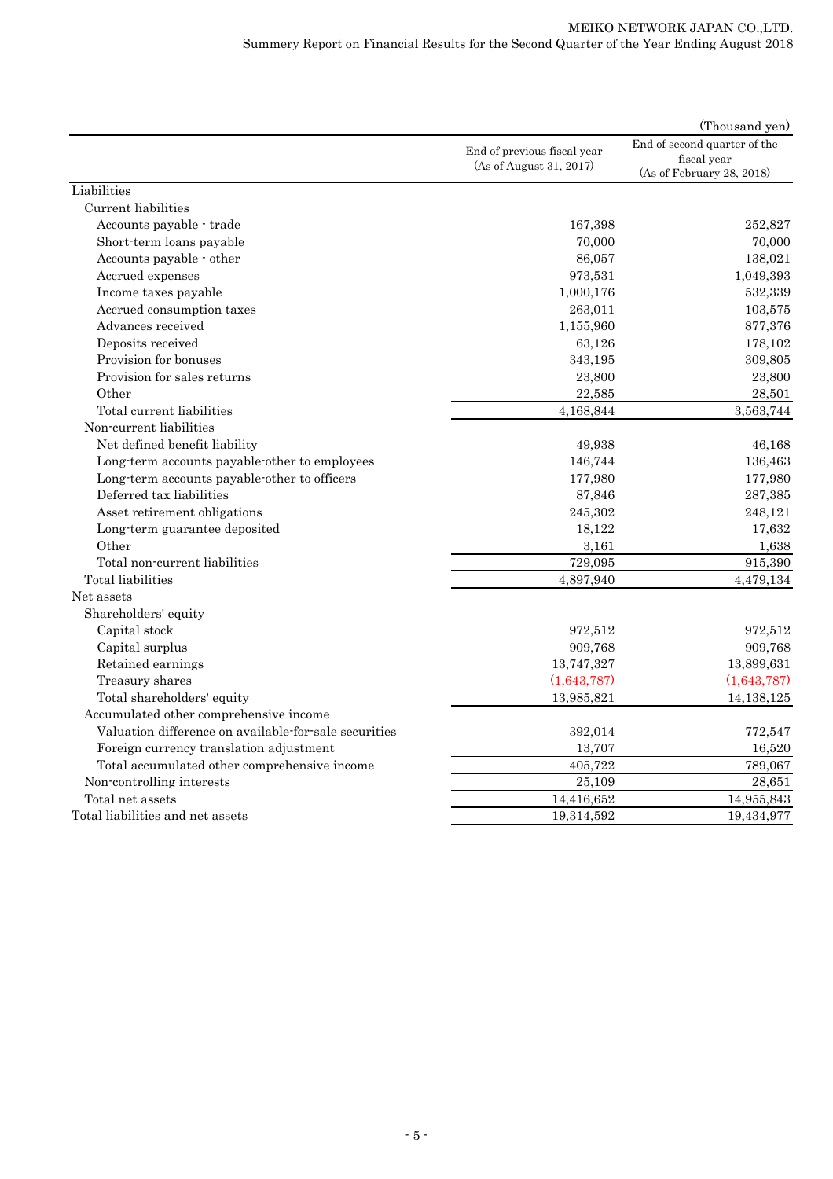(Thousand yen)

| | End of previous fiscal year (As of August 31, 2017) | End of second quarter of the fiscal year (As of February 28, 2018) |
|---|---|---|
| Liabilities | | |
| Current liabilities | | |
| Accounts payable - trade | 167,398 | 252,827 |
| Short-term loans payable | 70,000 | 70,000 |
| Accounts payable - other | 86,057 | 138,021 |
| Accrued expenses | 973,531 | 1,049,393 |
| Income taxes payable | 1,000,176 | 532,339 |
| Accrued consumption taxes | 263,011 | 103,575 |
| Advances received | 1,155,960 | 877,376 |
| Deposits received | 63,126 | 178,102 |
| Provision for bonuses | 343,195 | 309,805 |
| Provision for sales returns | 23,800 | 23,800 |
| Other | 22,585 | 28,501 |
| Total current liabilities | 4,168,844 | 3,563,744 |
| Non-current liabilities | | |
| Net defined benefit liability | 49,938 | 46,168 |
| Long-term accounts payable-other to employees | 146,744 | 136,463 |
| Long-term accounts payable-other to officers | 177,980 | 177,980 |
| Deferred tax liabilities | 87,846 | 287,385 |
| Asset retirement obligations | 245,302 | 248,121 |
| Long-term guarantee deposited | 18,122 | 17,632 |
| Other | 3,161 | 1,638 |
| Total non-current liabilities | 729,095 | 915,390 |
| Total liabilities | 4,897,940 | 4,479,134 |
| Net assets | | |
| Shareholders' equity | | |
| Capital stock | 972,512 | 972,512 |
| Capital surplus | 909,768 | 909,768 |
| Retained earnings | 13,747,327 | 13,899,631 |
| Treasury shares | (1,643,787) | (1,643,787) |
| Total shareholders' equity | 13,985,821 | 14,138,125 |
| Accumulated other comprehensive income | | |
| Valuation difference on available-for-sale securities | 392,014 | 772,547 |
| Foreign currency translation adjustment | 13,707 | 16,520 |
| Total accumulated other comprehensive income | 405,722 | 789,067 |
| Non-controlling interests | 25,109 | 28,651 |
| Total net assets | 14,416,652 | 14,955,843 |
| Total liabilities and net assets | 19,314,592 | 19,434,977 |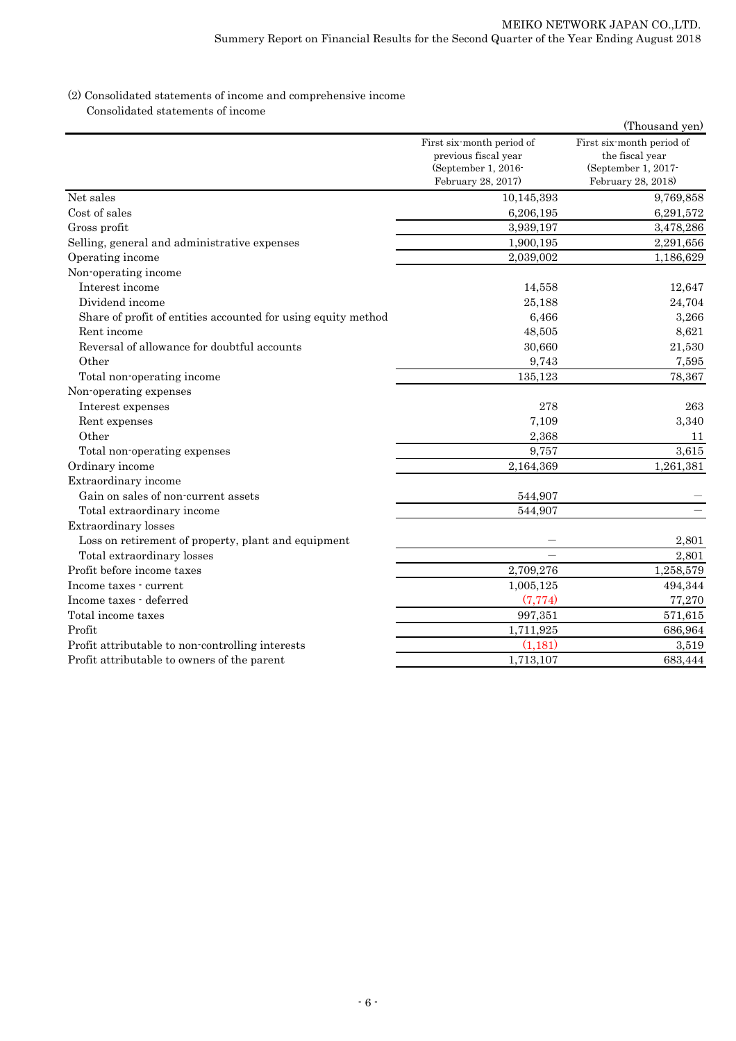(2) Consolidated statements of income and comprehensive income

Consolidated statements of income

(Thousand yen)

| | First six-month period of previous fiscal year (September 1, 2016-February 28, 2017) | First six-month period of the fiscal year (September 1, 2017-February 28, 2018) |
|---|---|---|
| Net sales | 10,145,393 | 9,769,858 |
| Cost of sales | 6,206,195 | 6,291,572 |
| Gross profit | 3,939,197 | 3,478,286 |
| Selling, general and administrative expenses | 1,900,195 | 2,291,656 |
| Operating income | 2,039,002 | 1,186,629 |
| Non-operating income | | |
| Interest income | 14,558 | 12,647 |
| Dividend income | 25,188 | 24,704 |
| Share of profit of entities accounted for using equity method | 6,466 | 3,266 |
| Rent income | 48,505 | 8,621 |
| Reversal of allowance for doubtful accounts | 30,660 | 21,530 |
| Other | 9,743 | 7,595 |
| Total non-operating income | 135,123 | 78,367 |
| Non-operating expenses | | |
| Interest expenses | 278 | 263 |
| Rent expenses | 7,109 | 3,340 |
| Other | 2,368 | 11 |
| Total non-operating expenses | 9,757 | 3,615 |
| Ordinary income | 2,164,369 | 1,261,381 |
| Extraordinary income | | |
| Gain on sales of non-current assets | 544,907 | — |
| Total extraordinary income | 544,907 | — |
| Extraordinary losses | | |
| Loss on retirement of property, plant and equipment | — | 2,801 |
| Total extraordinary losses | — | 2,801 |
| Profit before income taxes | 2,709,276 | 1,258,579 |
| Income taxes - current | 1,005,125 | 494,344 |
| Income taxes - deferred | (7,774) | 77,270 |
| Total income taxes | 997,351 | 571,615 |
| Profit | 1,711,925 | 686,964 |
| Profit attributable to non-controlling interests | (1,181) | 3,519 |
| Profit attributable to owners of the parent | 1,713,107 | 683,444 |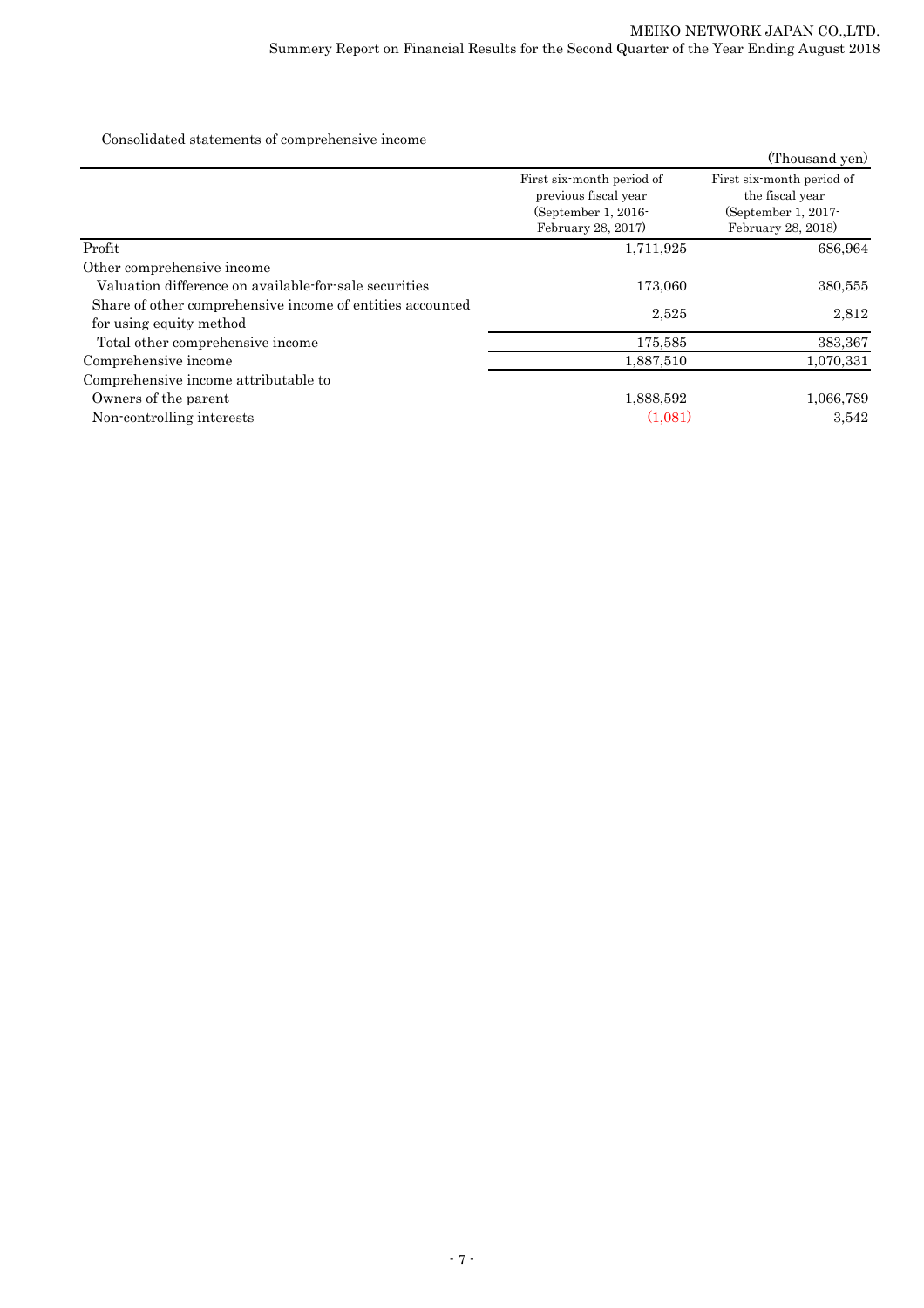Consolidated statements of comprehensive income

(Thousand yen)

| | First six-month period of previous fiscal year (September 1, 2016- February 28, 2017) | First six-month period of the fiscal year (September 1, 2017- February 28, 2018) |
|---|---|---|
| Profit | 1,711,925 | 686,964 |
| Other comprehensive income | | |
| Valuation difference on available-for-sale securities | 173,060 | 380,555 |
| Share of other comprehensive income of entities accounted for using equity method | 2,525 | 2,812 |
| Total other comprehensive income | 175,585 | 383,367 |
| Comprehensive income | 1,887,510 | 1,070,331 |
| Comprehensive income attributable to | | |
| Owners of the parent | 1,888,592 | 1,066,789 |
| Non-controlling interests | (1,081) | 3,542 |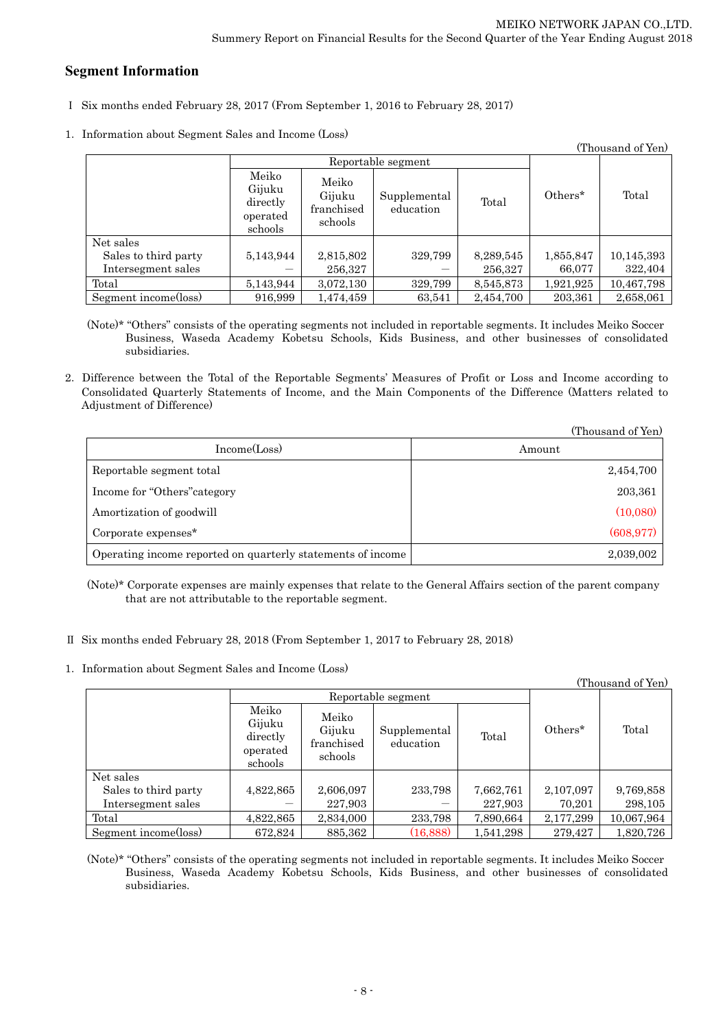## Segment Information

Ⅰ Six months ended February 28, 2017 (From September 1, 2016 to February 28, 2017)

1. Information about Segment Sales and Income (Loss)

(Thousand of Yen)

| | Reportable segment | | | | Others* | Total |
|---|---|---|---|---|---|---|
| | Meiko Gijuku directly operated schools | Meiko Gijuku franchised schools | Supplemental education | Total | | |
| Net sales | | | | | | |
| Sales to third party | 5,143,944 | 2,815,802 | 329,799 | 8,289,545 | 1,855,847 | 10,145,393 |
| Intersegment sales | ― | 256,327 | ― | 256,327 | 66,077 | 322,404 |
| Total | 5,143,944 | 3,072,130 | 329,799 | 8,545,873 | 1,921,925 | 10,467,798 |
| Segment income(loss) | 916,999 | 1,474,459 | 63,541 | 2,454,700 | 203,361 | 2,658,061 |

(Note)* "Others" consists of the operating segments not included in reportable segments. It includes Meiko Soccer Business, Waseda Academy Kobetsu Schools, Kids Business, and other businesses of consolidated subsidiaries.

2. Difference between the Total of the Reportable Segments' Measures of Profit or Loss and Income according to Consolidated Quarterly Statements of Income, and the Main Components of the Difference (Matters related to Adjustment of Difference)

(Thousand of Yen)

| Income(Loss) | Amount |
|---|---|
| Reportable segment total | 2,454,700 |
| Income for "Others"category | 203,361 |
| Amortization of goodwill | (10,080) |
| Corporate expenses* | (608,977) |
| Operating income reported on quarterly statements of income | 2,039,002 |

(Note)* Corporate expenses are mainly expenses that relate to the General Affairs section of the parent company that are not attributable to the reportable segment.

Ⅱ Six months ended February 28, 2018 (From September 1, 2017 to February 28, 2018)

1. Information about Segment Sales and Income (Loss)

(Thousand of Yen)

| | Reportable segment | | | | Others* | Total |
|---|---|---|---|---|---|---|
| | Meiko Gijuku directly operated schools | Meiko Gijuku franchised schools | Supplemental education | Total | | |
| Net sales | | | | | | |
| Sales to third party | 4,822,865 | 2,606,097 | 233,798 | 7,662,761 | 2,107,097 | 9,769,858 |
| Intersegment sales | ― | 227,903 | ― | 227,903 | 70,201 | 298,105 |
| Total | 4,822,865 | 2,834,000 | 233,798 | 7,890,664 | 2,177,299 | 10,067,964 |
| Segment income(loss) | 672,824 | 885,362 | (16,888) | 1,541,298 | 279,427 | 1,820,726 |

(Note)* "Others" consists of the operating segments not included in reportable segments. It includes Meiko Soccer Business, Waseda Academy Kobetsu Schools, Kids Business, and other businesses of consolidated subsidiaries.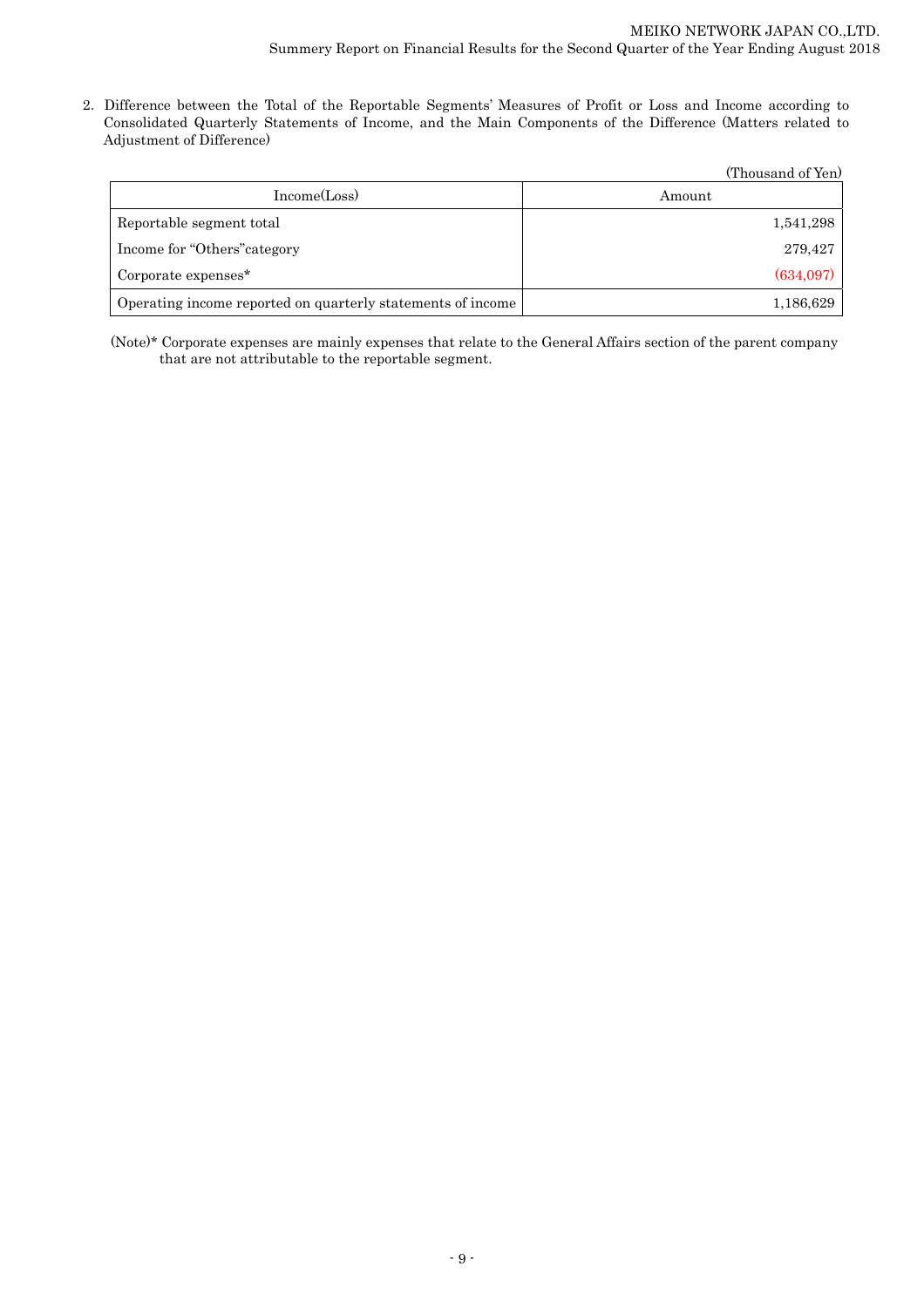2. Difference between the Total of the Reportable Segments' Measures of Profit or Loss and Income according to Consolidated Quarterly Statements of Income, and the Main Components of the Difference (Matters related to Adjustment of Difference)

(Thousand of Yen)

| Income(Loss) | Amount |
|---|---|
| Reportable segment total | 1,541,298 |
| Income for "Others"category | 279,427 |
| Corporate expenses* | (634,097) |
| Operating income reported on quarterly statements of income | 1,186,629 |

(Note)* Corporate expenses are mainly expenses that relate to the General Affairs section of the parent company that are not attributable to the reportable segment.